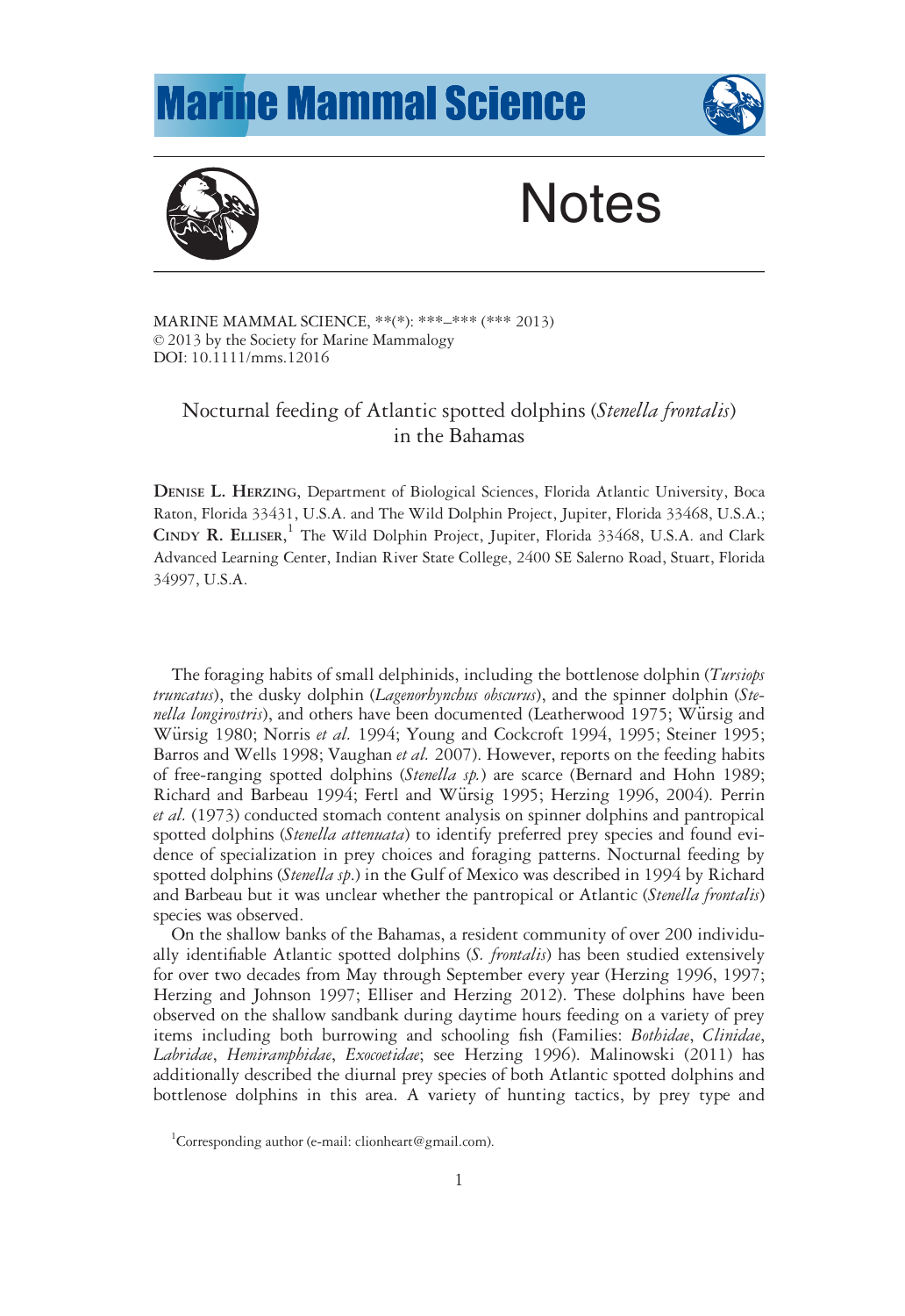# Notes

MARINE MAMMAL SCIENCE, \*\*(\*): \*\*\*–\*\*\* (\*\*\* 2013)
© 2013 by the Society for Marine Mammalogy
DOI: 10.1111/mms.12016

## Nocturnal feeding of Atlantic spotted dolphins (*Stenella frontalis*) in the Bahamas

**DENISE L. HERZING**, Department of Biological Sciences, Florida Atlantic University, Boca Raton, Florida 33431, U.S.A. and The Wild Dolphin Project, Jupiter, Florida 33468, U.S.A.; **CINDY R. ELLISER**,[1] The Wild Dolphin Project, Jupiter, Florida 33468, U.S.A. and Clark Advanced Learning Center, Indian River State College, 2400 SE Salerno Road, Stuart, Florida 34997, U.S.A.

The foraging habits of small delphinids, including the bottlenose dolphin (*Tursiops truncatus*), the dusky dolphin (*Lagenorhynchus obscurus*), and the spinner dolphin (*Stenella longirostris*), and others have been documented (Leatherwood 1975; Würsig and Würsig 1980; Norris *et al*. 1994; Young and Cockcroft 1994, 1995; Steiner 1995; Barros and Wells 1998; Vaughan *et al.* 2007). However, reports on the feeding habits of free-ranging spotted dolphins (*Stenella sp.*) are scarce (Bernard and Hohn 1989; Richard and Barbeau 1994; Fertl and Würsig 1995; Herzing 1996, 2004). Perrin *et al*. (1973) conducted stomach content analysis on spinner dolphins and pantropical spotted dolphins (*Stenella attenuata*) to identify preferred prey species and found evidence of specialization in prey choices and foraging patterns. Nocturnal feeding by spotted dolphins (*Stenella sp*.) in the Gulf of Mexico was described in 1994 by Richard and Barbeau but it was unclear whether the pantropical or Atlantic (*Stenella frontalis*) species was observed.

On the shallow banks of the Bahamas, a resident community of over 200 individually identifiable Atlantic spotted dolphins (*S. frontalis*) has been studied extensively for over two decades from May through September every year (Herzing 1996, 1997; Herzing and Johnson 1997; Elliser and Herzing 2012). These dolphins have been observed on the shallow sandbank during daytime hours feeding on a variety of prey items including both burrowing and schooling fish (Families: *Bothidae*, *Clinidae*, *Labridae*, *Hemiramphidae*, *Exocoetidae*; see Herzing 1996). Malinowski (2011) has additionally described the diurnal prey species of both Atlantic spotted dolphins and bottlenose dolphins in this area. A variety of hunting tactics, by prey type and

[1]Corresponding author (e-mail: clionheart@gmail.com).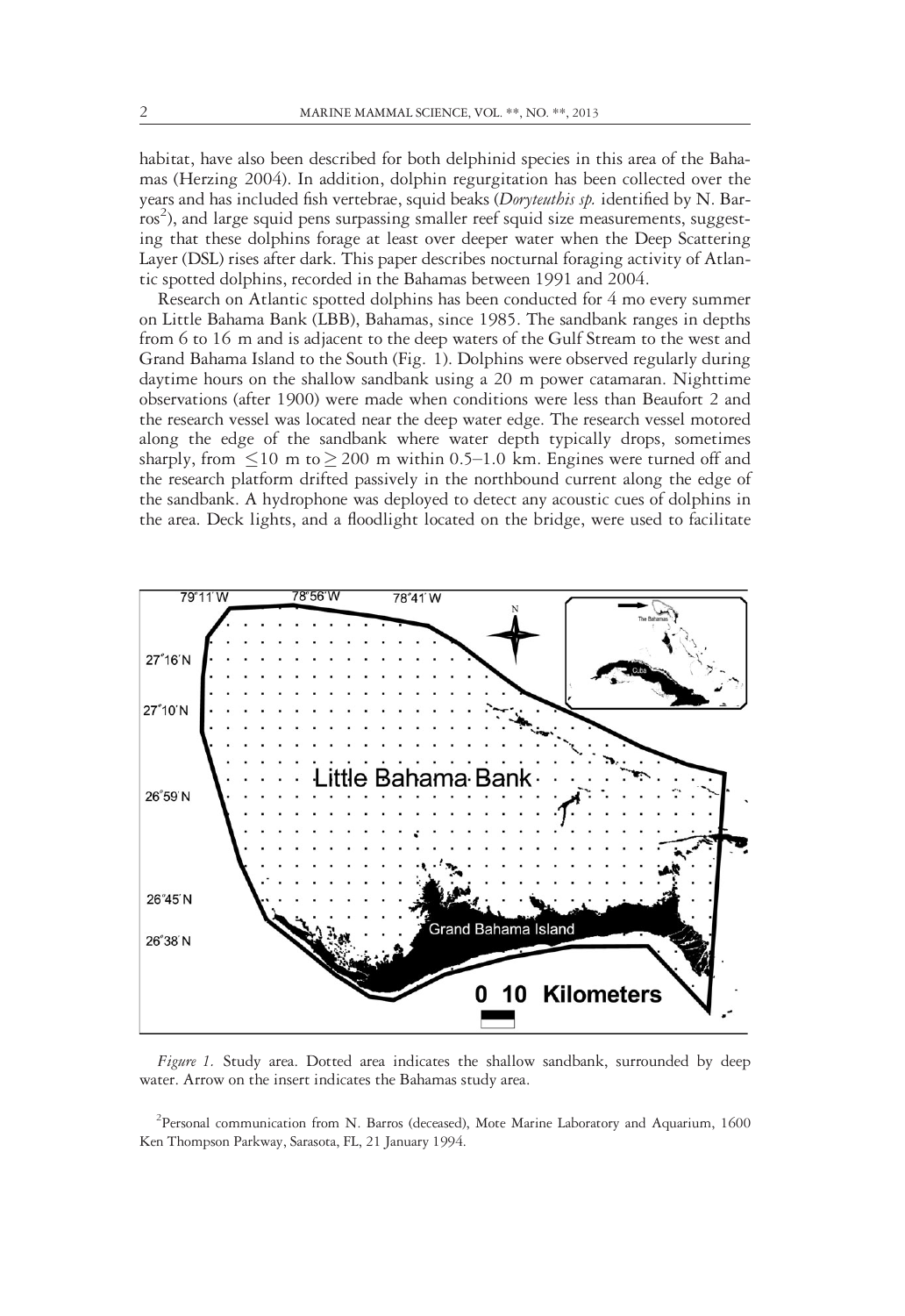habitat, have also been described for both delphinid species in this area of the Bahamas (Herzing 2004). In addition, dolphin regurgitation has been collected over the years and has included fish vertebrae, squid beaks (*Doryteuthis sp.* identified by N. Barros[2]), and large squid pens surpassing smaller reef squid size measurements, suggesting that these dolphins forage at least over deeper water when the Deep Scattering Layer (DSL) rises after dark. This paper describes nocturnal foraging activity of Atlantic spotted dolphins, recorded in the Bahamas between 1991 and 2004.

Research on Atlantic spotted dolphins has been conducted for 4 mo every summer on Little Bahama Bank (LBB), Bahamas, since 1985. The sandbank ranges in depths from 6 to 16 m and is adjacent to the deep waters of the Gulf Stream to the west and Grand Bahama Island to the South (Fig. 1). Dolphins were observed regularly during daytime hours on the shallow sandbank using a 20 m power catamaran. Nighttime observations (after 1900) were made when conditions were less than Beaufort 2 and the research vessel was located near the deep water edge. The research vessel motored along the edge of the sandbank where water depth typically drops, sometimes sharply, from $\leq 10$ m to $\geq 200$ m within 0.5–1.0 km. Engines were turned off and the research platform drifted passively in the northbound current along the edge of the sandbank. A hydrophone was deployed to detect any acoustic cues of dolphins in the area. Deck lights, and a floodlight located on the bridge, were used to facilitate

*Figure 1.* Study area. Dotted area indicates the shallow sandbank, surrounded by deep water. Arrow on the insert indicates the Bahamas study area.

[2]Personal communication from N. Barros (deceased), Mote Marine Laboratory and Aquarium, 1600 Ken Thompson Parkway, Sarasota, FL, 21 January 1994.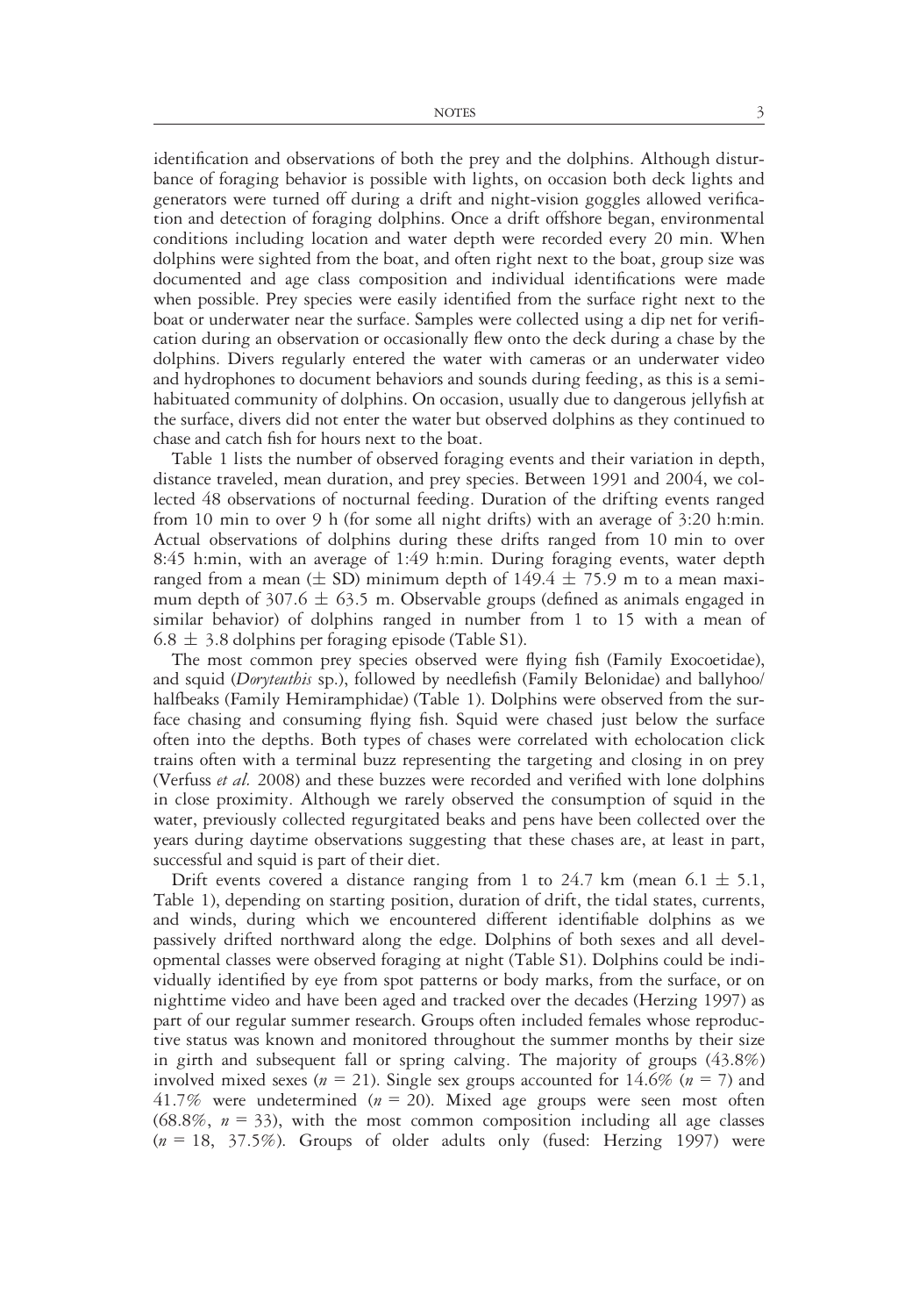identification and observations of both the prey and the dolphins. Although disturbance of foraging behavior is possible with lights, on occasion both deck lights and generators were turned off during a drift and night-vision goggles allowed verification and detection of foraging dolphins. Once a drift offshore began, environmental conditions including location and water depth were recorded every 20 min. When dolphins were sighted from the boat, and often right next to the boat, group size was documented and age class composition and individual identifications were made when possible. Prey species were easily identified from the surface right next to the boat or underwater near the surface. Samples were collected using a dip net for verification during an observation or occasionally flew onto the deck during a chase by the dolphins. Divers regularly entered the water with cameras or an underwater video and hydrophones to document behaviors and sounds during feeding, as this is a semi-habituated community of dolphins. On occasion, usually due to dangerous jellyfish at the surface, divers did not enter the water but observed dolphins as they continued to chase and catch fish for hours next to the boat.

Table 1 lists the number of observed foraging events and their variation in depth, distance traveled, mean duration, and prey species. Between 1991 and 2004, we collected 48 observations of nocturnal feeding. Duration of the drifting events ranged from 10 min to over 9 h (for some all night drifts) with an average of 3:20 h:min. Actual observations of dolphins during these drifts ranged from 10 min to over 8:45 h:min, with an average of 1:49 h:min. During foraging events, water depth ranged from a mean ($\pm$ SD) minimum depth of $149.4 \pm 75.9$ m to a mean maximum depth of $307.6 \pm 63.5$ m. Observable groups (defined as animals engaged in similar behavior) of dolphins ranged in number from 1 to 15 with a mean of $6.8 \pm 3.8$ dolphins per foraging episode (Table S1).

The most common prey species observed were flying fish (Family Exocoetidae), and squid (*Doryteuthis* sp.), followed by needlefish (Family Belonidae) and ballyhoo/halfbeaks (Family Hemiramphidae) (Table 1). Dolphins were observed from the surface chasing and consuming flying fish. Squid were chased just below the surface often into the depths. Both types of chases were correlated with echolocation click trains often with a terminal buzz representing the targeting and closing in on prey (Verfuss *et al.* 2008) and these buzzes were recorded and verified with lone dolphins in close proximity. Although we rarely observed the consumption of squid in the water, previously collected regurgitated beaks and pens have been collected over the years during daytime observations suggesting that these chases are, at least in part, successful and squid is part of their diet.

Drift events covered a distance ranging from 1 to 24.7 km (mean $6.1 \pm 5.1$, Table 1), depending on starting position, duration of drift, the tidal states, currents, and winds, during which we encountered different identifiable dolphins as we passively drifted northward along the edge. Dolphins of both sexes and all developmental classes were observed foraging at night (Table S1). Dolphins could be individually identified by eye from spot patterns or body marks, from the surface, or on nighttime video and have been aged and tracked over the decades (Herzing 1997) as part of our regular summer research. Groups often included females whose reproductive status was known and monitored throughout the summer months by their size in girth and subsequent fall or spring calving. The majority of groups (43.8%) involved mixed sexes ($n$ = 21). Single sex groups accounted for 14.6% ($n$ = 7) and 41.7% were undetermined ($n$ = 20). Mixed age groups were seen most often (68.8%, $n$ = 33), with the most common composition including all age classes ($n$ = 18, 37.5%). Groups of older adults only (fused: Herzing 1997) were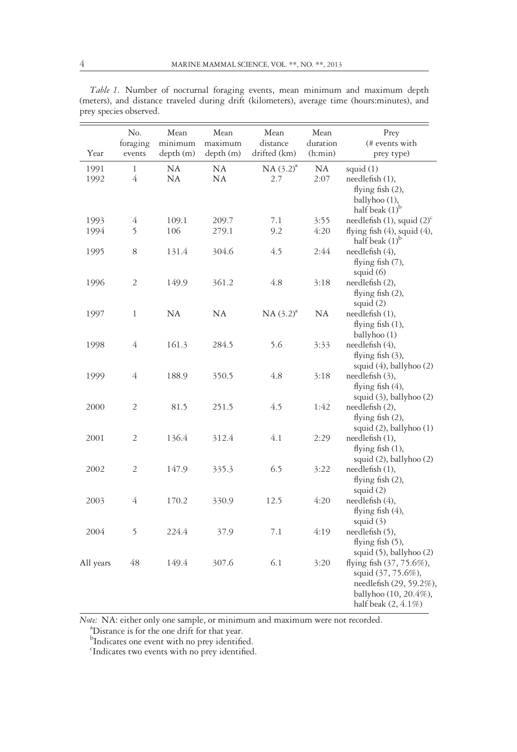*Table 1.* Number of nocturnal foraging events, mean minimum and maximum depth (meters), and distance traveled during drift (kilometers), average time (hours:minutes), and prey species observed.

| Year | No. foraging events | Mean minimum depth (m) | Mean maximum depth (m) | Mean distance drifted (km) | Mean duration (h:min) | Prey (# events with prey type) |
|---|---|---|---|---|---|---|
| 1991 | 1 | NA | NA | NA (3.2)[a] | NA | squid (1) |
| 1992 | 4 | NA | NA | 2.7 | 2:07 | needlefish (1), flying fish (2), ballyhoo (1), half beak (1)[b] |
| 1993 | 4 | 109.1 | 209.7 | 7.1 | 3:55 | needlefish (1), squid (2)[c] |
| 1994 | 5 | 106 | 279.1 | 9.2 | 4:20 | flying fish (4), squid (4), half beak (1)[b] |
| 1995 | 8 | 131.4 | 304.6 | 4.5 | 2:44 | needlefish (4), flying fish (7), squid (6) |
| 1996 | 2 | 149.9 | 361.2 | 4.8 | 3:18 | needlefish (2), flying fish (2), squid (2) |
| 1997 | 1 | NA | NA | NA (3.2)[a] | NA | needlefish (1), flying fish (1), ballyhoo (1) |
| 1998 | 4 | 161.3 | 284.5 | 5.6 | 3:33 | needlefish (4), flying fish (3), squid (4), ballyhoo (2) |
| 1999 | 4 | 188.9 | 350.5 | 4.8 | 3:18 | needlefish (3), flying fish (4), squid (3), ballyhoo (2) |
| 2000 | 2 | 81.5 | 251.5 | 4.5 | 1:42 | needlefish (2), flying fish (2), squid (2), ballyhoo (1) |
| 2001 | 2 | 136.4 | 312.4 | 4.1 | 2:29 | needlefish (1), flying fish (1), squid (2), ballyhoo (2) |
| 2002 | 2 | 147.9 | 335.3 | 6.5 | 3:22 | needlefish (1), flying fish (2), squid (2) |
| 2003 | 4 | 170.2 | 330.9 | 12.5 | 4:20 | needlefish (4), flying fish (4), squid (3) |
| 2004 | 5 | 224.4 | 37.9 | 7.1 | 4:19 | needlefish (5), flying fish (5), squid (5), ballyhoo (2) |
| All years | 48 | 149.4 | 307.6 | 6.1 | 3:20 | flying fish (37, 75.6%), squid (37, 75.6%), needlefish (29, 59.2%), ballyhoo (10, 20.4%), half beak (2, 4.1%) |

*Note:* NA: either only one sample, or minimum and maximum were not recorded.

[a]Distance is for the one drift for that year.

[b]Indicates one event with no prey identified.

[c]Indicates two events with no prey identified.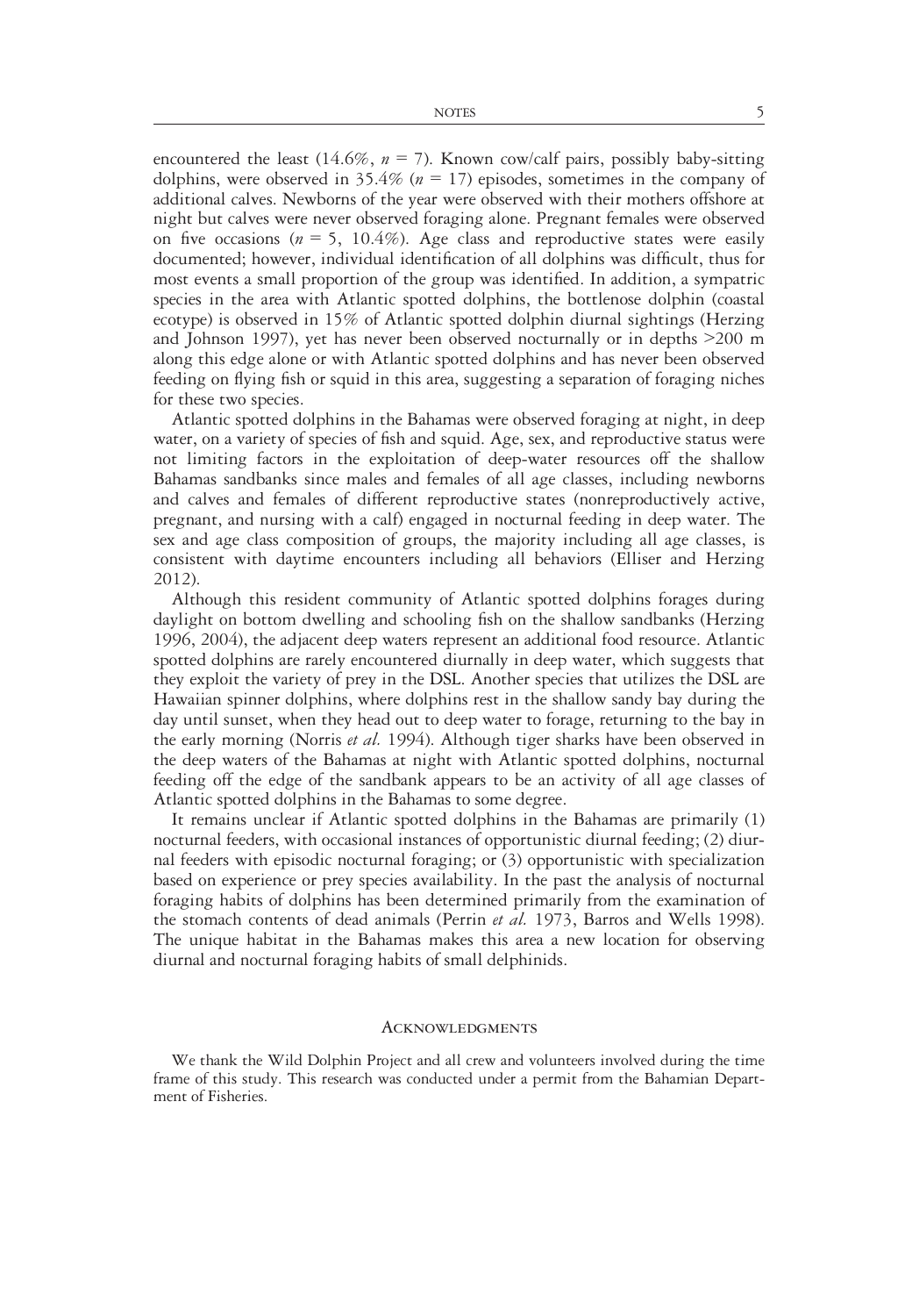encountered the least (14.6%, $n = 7$). Known cow/calf pairs, possibly baby-sitting dolphins, were observed in 35.4% ($n = 17$) episodes, sometimes in the company of additional calves. Newborns of the year were observed with their mothers offshore at night but calves were never observed foraging alone. Pregnant females were observed on five occasions ($n = 5$, 10.4%). Age class and reproductive states were easily documented; however, individual identification of all dolphins was difficult, thus for most events a small proportion of the group was identified. In addition, a sympatric species in the area with Atlantic spotted dolphins, the bottlenose dolphin (coastal ecotype) is observed in 15% of Atlantic spotted dolphin diurnal sightings (Herzing and Johnson 1997), yet has never been observed nocturnally or in depths >200 m along this edge alone or with Atlantic spotted dolphins and has never been observed feeding on flying fish or squid in this area, suggesting a separation of foraging niches for these two species.

Atlantic spotted dolphins in the Bahamas were observed foraging at night, in deep water, on a variety of species of fish and squid. Age, sex, and reproductive status were not limiting factors in the exploitation of deep-water resources off the shallow Bahamas sandbanks since males and females of all age classes, including newborns and calves and females of different reproductive states (nonreproductively active, pregnant, and nursing with a calf) engaged in nocturnal feeding in deep water. The sex and age class composition of groups, the majority including all age classes, is consistent with daytime encounters including all behaviors (Elliser and Herzing 2012).

Although this resident community of Atlantic spotted dolphins forages during daylight on bottom dwelling and schooling fish on the shallow sandbanks (Herzing 1996, 2004), the adjacent deep waters represent an additional food resource. Atlantic spotted dolphins are rarely encountered diurnally in deep water, which suggests that they exploit the variety of prey in the DSL. Another species that utilizes the DSL are Hawaiian spinner dolphins, where dolphins rest in the shallow sandy bay during the day until sunset, when they head out to deep water to forage, returning to the bay in the early morning (Norris *et al.* 1994). Although tiger sharks have been observed in the deep waters of the Bahamas at night with Atlantic spotted dolphins, nocturnal feeding off the edge of the sandbank appears to be an activity of all age classes of Atlantic spotted dolphins in the Bahamas to some degree.

It remains unclear if Atlantic spotted dolphins in the Bahamas are primarily (1) nocturnal feeders, with occasional instances of opportunistic diurnal feeding; (2) diurnal feeders with episodic nocturnal foraging; or (3) opportunistic with specialization based on experience or prey species availability. In the past the analysis of nocturnal foraging habits of dolphins has been determined primarily from the examination of the stomach contents of dead animals (Perrin *et al.* 1973, Barros and Wells 1998). The unique habitat in the Bahamas makes this area a new location for observing diurnal and nocturnal foraging habits of small delphinids.

## Acknowledgments

We thank the Wild Dolphin Project and all crew and volunteers involved during the time frame of this study. This research was conducted under a permit from the Bahamian Department of Fisheries.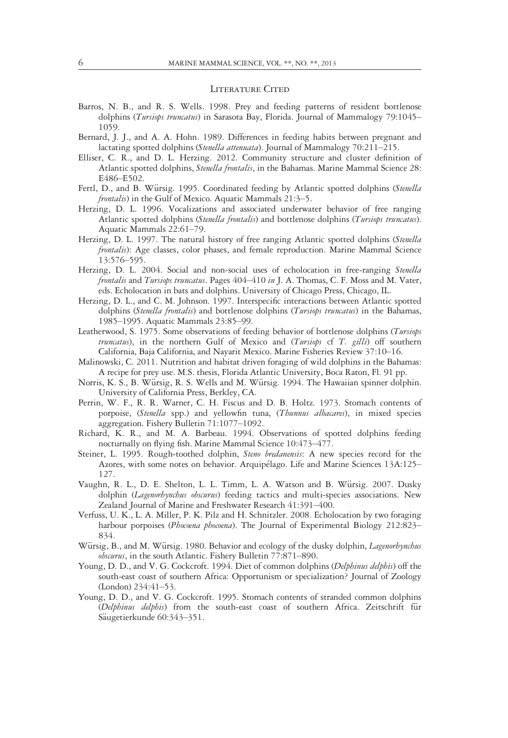## Literature Cited

Barros, N. B., and R. S. Wells. 1998. Prey and feeding patterns of resident bottlenose dolphins (*Tursiops truncatus*) in Sarasota Bay, Florida. Journal of Mammalogy 79:1045–1059.

Bernard, J. J., and A. A. Hohn. 1989. Differences in feeding habits between pregnant and lactating spotted dolphins (*Stenella attenuata*). Journal of Mammalogy 70:211–215.

Elliser, C. R., and D. L. Herzing. 2012. Community structure and cluster definition of Atlantic spotted dolphins, *Stenella frontalis*, in the Bahamas. Marine Mammal Science 28: E486–E502.

Fertl, D., and B. Würsig. 1995. Coordinated feeding by Atlantic spotted dolphins (*Stenella frontalis*) in the Gulf of Mexico. Aquatic Mammals 21:3–5.

Herzing, D. L. 1996. Vocalizations and associated underwater behavior of free ranging Atlantic spotted dolphins (*Stenella frontalis*) and bottlenose dolphins (*Tursiops truncatus*). Aquatic Mammals 22:61–79.

Herzing, D. L. 1997. The natural history of free ranging Atlantic spotted dolphins (*Stenella frontalis*): Age classes, color phases, and female reproduction. Marine Mammal Science 13:576–595.

Herzing, D. L. 2004. Social and non-social uses of echolocation in free-ranging *Stenella frontalis* and *Tursiops truncatus*. Pages 404–410 *in* J. A. Thomas, C. F. Moss and M. Vater, eds. Echolocation in bats and dolphins. University of Chicago Press, Chicago, IL.

Herzing, D. L., and C. M. Johnson. 1997. Interspecific interactions between Atlantic spotted dolphins (*Stenella frontalis*) and bottlenose dolphins (*Tursiops truncatus*) in the Bahamas, 1985–1995. Aquatic Mammals 23:85–99.

Leatherwood, S. 1975. Some observations of feeding behavior of bottlenose dolphins (*Tursiops truncatus*), in the northern Gulf of Mexico and (*Tursiops* cf *T. gilli*) off southern California, Baja California, and Nayarit Mexico. Marine Fisheries Review 37:10–16.

Malinowski, C. 2011. Nutrition and habitat driven foraging of wild dolphins in the Bahamas: A recipe for prey use. M.S. thesis, Florida Atlantic University, Boca Raton, Fl. 91 pp.

Norris, K. S., B. Würsig, R. S. Wells and M. Würsig. 1994. The Hawaiian spinner dolphin. University of California Press, Berkley, CA.

Perrin, W. F., R. R. Warner, C. H. Fiscus and D. B. Holtz. 1973. Stomach contents of porpoise, (*Stenella* spp.) and yellowfin tuna, (*Thunnus albacares*), in mixed species aggregation. Fishery Bulletin 71:1077–1092.

Richard, K. R., and M. A. Barbeau. 1994. Observations of spotted dolphins feeding nocturnally on flying fish. Marine Mammal Science 10:473–477.

Steiner, L. 1995. Rough-toothed dolphin, *Steno bredanensis*: A new species record for the Azores, with some notes on behavior. Arquipélago. Life and Marine Sciences 13A:125–127.

Vaughn, R. L., D. E. Shelton, L. L. Timm, L. A. Watson and B. Würsig. 2007. Dusky dolphin (*Lagenorhynchus obscurus*) feeding tactics and multi-species associations. New Zealand Journal of Marine and Freshwater Research 41:391–400.

Verfuss, U. K., L. A. Miller, P. K. Pilz and H. Schnitzler. 2008. Echolocation by two foraging harbour porpoises (*Phocoena phocoena*). The Journal of Experimental Biology 212:823–834.

Würsig, B., and M. Würsig. 1980. Behavior and ecology of the dusky dolphin, *Lagenorhynchus obscurus*, in the south Atlantic. Fishery Bulletin 77:871–890.

Young, D. D., and V. G. Cockcroft. 1994. Diet of common dolphins (*Delphinus delphis*) off the south-east coast of southern Africa: Opportunism or specialization? Journal of Zoology (London) 234:41–53.

Young, D. D., and V. G. Cockcroft. 1995. Stomach contents of stranded common dolphins (*Delphinus delphis*) from the south-east coast of southern Africa. Zeitschrift für Säugetierkunde 60:343–351.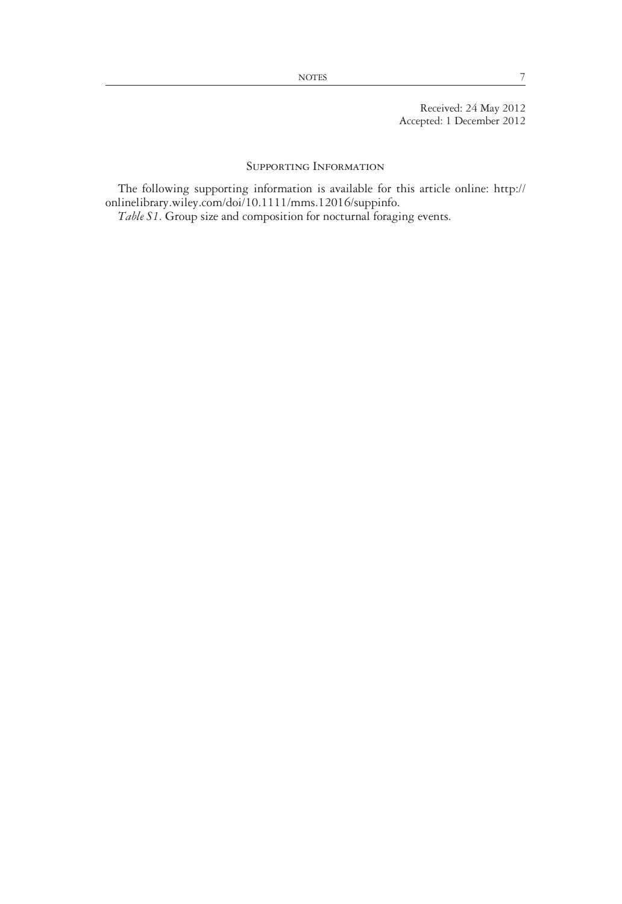Received: 24 May 2012
Accepted: 1 December 2012

## Supporting Information

The following supporting information is available for this article online: http://onlinelibrary.wiley.com/doi/10.1111/mms.12016/suppinfo.

*Table S1*. Group size and composition for nocturnal foraging events.